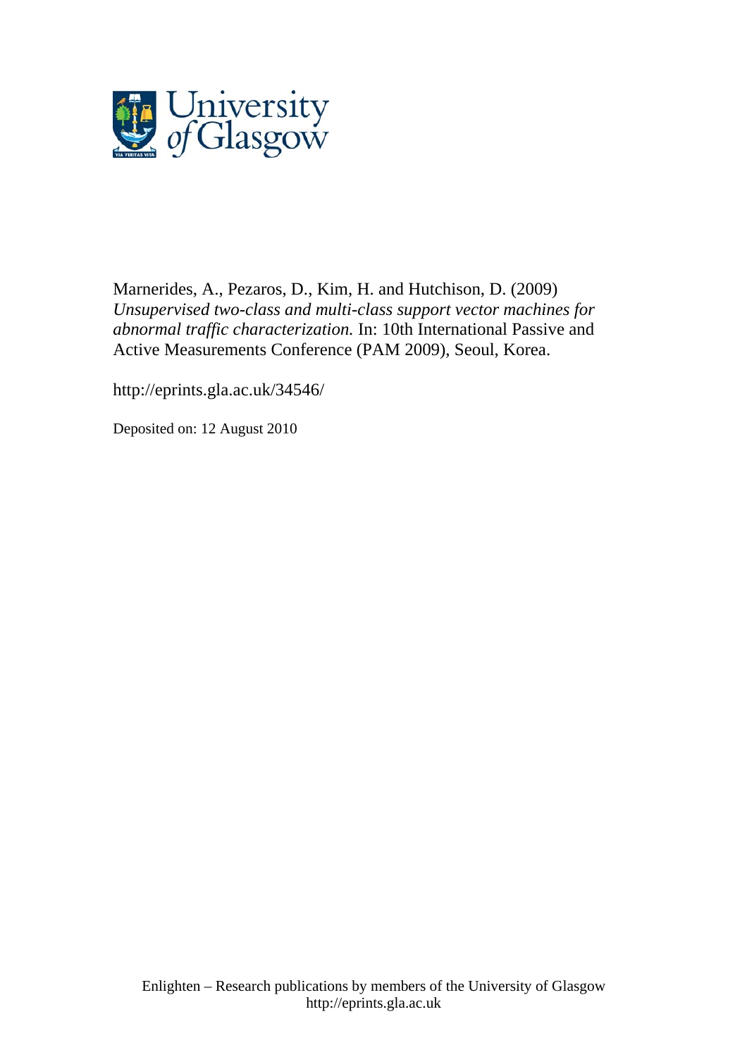University of Glasgow

Marnerides, A., Pezaros, D., Kim, H. and Hutchison, D. (2009) *Unsupervised two-class and multi-class support vector machines for abnormal traffic characterization.* In: 10th International Passive and Active Measurements Conference (PAM 2009), Seoul, Korea.

http://eprints.gla.ac.uk/34546/

Deposited on: 12 August 2010

Enlighten – Research publications by members of the University of Glasgow
http://eprints.gla.ac.uk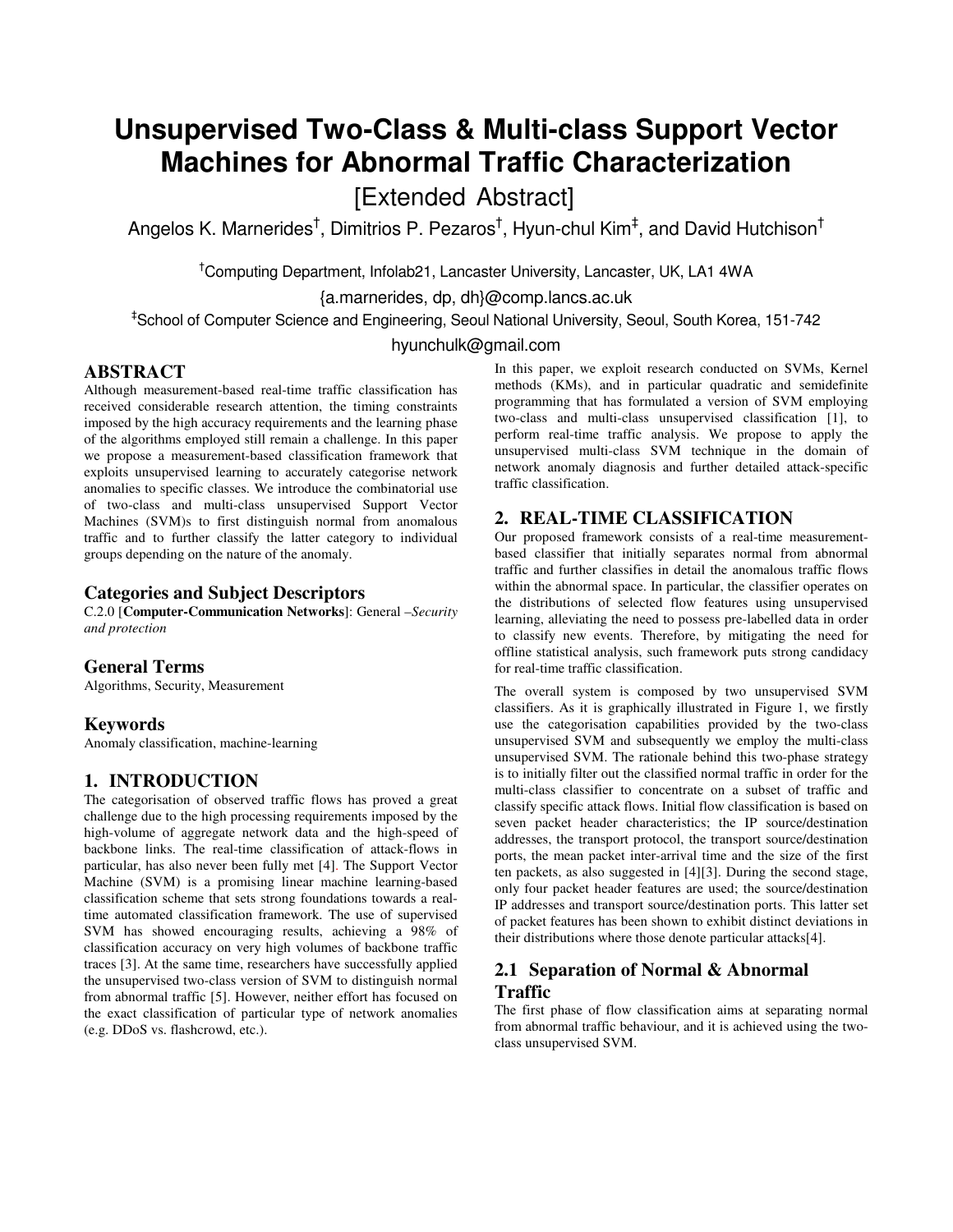# Unsupervised Two-Class & Multi-class Support Vector Machines for Abnormal Traffic Characterization

[Extended Abstract]

Angelos K. Marnerides[†], Dimitrios P. Pezaros[†], Hyun-chul Kim[‡], and David Hutchison[†]

[†]Computing Department, Infolab21, Lancaster University, Lancaster, UK, LA1 4WA

{a.marnerides, dp, dh}@comp.lancs.ac.uk

[‡]School of Computer Science and Engineering, Seoul National University, Seoul, South Korea, 151-742

hyunchulk@gmail.com

## ABSTRACT

Although measurement-based real-time traffic classification has received considerable research attention, the timing constraints imposed by the high accuracy requirements and the learning phase of the algorithms employed still remain a challenge. In this paper we propose a measurement-based classification framework that exploits unsupervised learning to accurately categorise network anomalies to specific classes. We introduce the combinatorial use of two-class and multi-class unsupervised Support Vector Machines (SVM)s to first distinguish normal from anomalous traffic and to further classify the latter category to individual groups depending on the nature of the anomaly.

### Categories and Subject Descriptors

C.2.0 [**Computer-Communication Networks**]: General –*Security and protection*

### General Terms

Algorithms, Security, Measurement

### Keywords

Anomaly classification, machine-learning

## 1. INTRODUCTION

The categorisation of observed traffic flows has proved a great challenge due to the high processing requirements imposed by the high-volume of aggregate network data and the high-speed of backbone links. The real-time classification of attack-flows in particular, has also never been fully met [4]. The Support Vector Machine (SVM) is a promising linear machine learning-based classification scheme that sets strong foundations towards a real-time automated classification framework. The use of supervised SVM has showed encouraging results, achieving a 98% of classification accuracy on very high volumes of backbone traffic traces [3]. At the same time, researchers have successfully applied the unsupervised two-class version of SVM to distinguish normal from abnormal traffic [5]. However, neither effort has focused on the exact classification of particular type of network anomalies (e.g. DDoS vs. flashcrowd, etc.).

In this paper, we exploit research conducted on SVMs, Kernel methods (KMs), and in particular quadratic and semidefinite programming that has formulated a version of SVM employing two-class and multi-class unsupervised classification [1], to perform real-time traffic analysis. We propose to apply the unsupervised multi-class SVM technique in the domain of network anomaly diagnosis and further detailed attack-specific traffic classification.

## 2. REAL-TIME CLASSIFICATION

Our proposed framework consists of a real-time measurement-based classifier that initially separates normal from abnormal traffic and further classifies in detail the anomalous traffic flows within the abnormal space. In particular, the classifier operates on the distributions of selected flow features using unsupervised learning, alleviating the need to possess pre-labelled data in order to classify new events. Therefore, by mitigating the need for offline statistical analysis, such framework puts strong candidacy for real-time traffic classification.

The overall system is composed by two unsupervised SVM classifiers. As it is graphically illustrated in Figure 1, we firstly use the categorisation capabilities provided by the two-class unsupervised SVM and subsequently we employ the multi-class unsupervised SVM. The rationale behind this two-phase strategy is to initially filter out the classified normal traffic in order for the multi-class classifier to concentrate on a subset of traffic and classify specific attack flows. Initial flow classification is based on seven packet header characteristics; the IP source/destination addresses, the transport protocol, the transport source/destination ports, the mean packet inter-arrival time and the size of the first ten packets, as also suggested in [4][3]. During the second stage, only four packet header features are used; the source/destination IP addresses and transport source/destination ports. This latter set of packet features has been shown to exhibit distinct deviations in their distributions where those denote particular attacks[4].

### 2.1 Separation of Normal & Abnormal Traffic

The first phase of flow classification aims at separating normal from abnormal traffic behaviour, and it is achieved using the two-class unsupervised SVM.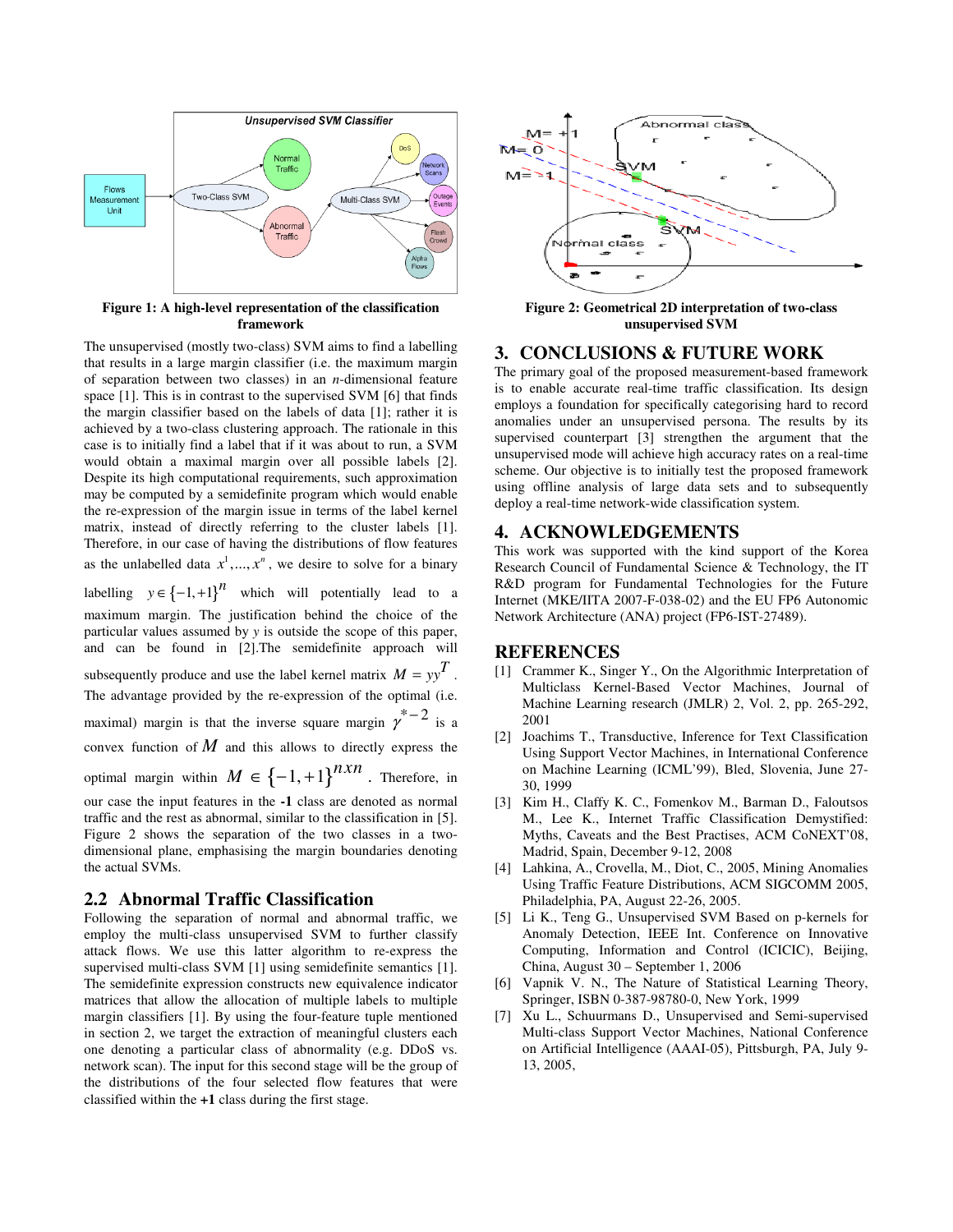Unsupervised SVM Classifier

Flows Measurement Unit

Two-Class SVM

Normal Traffic

Abnormal Traffic

Multi-Class SVM

DoS

Network Scans

Outage Events

Flash Crowd

Alpha Flows

**Figure 1: A high-level representation of the classification framework**

M= +1

M= 0

M= -1

Abnormal class

SVM

SVM

Normal class

**Figure 2: Geometrical 2D interpretation of two-class unsupervised SVM**

The unsupervised (mostly two-class) SVM aims to find a labelling that results in a large margin classifier (i.e. the maximum margin of separation between two classes) in an *n*-dimensional feature space [1]. This is in contrast to the supervised SVM [6] that finds the margin classifier based on the labels of data [1]; rather it is achieved by a two-class clustering approach. The rationale in this case is to initially find a label that if it was about to run, a SVM would obtain a maximal margin over all possible labels [2]. Despite its high computational requirements, such approximation may be computed by a semidefinite program which would enable the re-expression of the margin issue in terms of the label kernel matrix, instead of directly referring to the cluster labels [1]. Therefore, in our case of having the distributions of flow features as the unlabelled data $x^1,...,x^n$, we desire to solve for a binary labelling $y \in \{-1,+1\}^n$ which will potentially lead to a maximum margin. The justification behind the choice of the particular values assumed by *y* is outside the scope of this paper, and can be found in [2].The semidefinite approach will subsequently produce and use the label kernel matrix $M = yy^T$. The advantage provided by the re-expression of the optimal (i.e. maximal) margin is that the inverse square margin $\gamma^{*-2}$ is a convex function of $M$ and this allows to directly express the optimal margin within $M \in \{-1,+1\}^{nxn}$. Therefore, in our case the input features in the **-1** class are denoted as normal traffic and the rest as abnormal, similar to the classification in [5]. Figure 2 shows the separation of the two classes in a two-dimensional plane, emphasising the margin boundaries denoting the actual SVMs.

## 2.2 Abnormal Traffic Classification

Following the separation of normal and abnormal traffic, we employ the multi-class unsupervised SVM to further classify attack flows. We use this latter algorithm to re-express the supervised multi-class SVM [1] using semidefinite semantics [1]. The semidefinite expression constructs new equivalence indicator matrices that allow the allocation of multiple labels to multiple margin classifiers [1]. By using the four-feature tuple mentioned in section 2, we target the extraction of meaningful clusters each one denoting a particular class of abnormality (e.g. DDoS vs. network scan). The input for this second stage will be the group of the distributions of the four selected flow features that were classified within the **+1** class during the first stage.

# 3. CONCLUSIONS & FUTURE WORK

The primary goal of the proposed measurement-based framework is to enable accurate real-time traffic classification. Its design employs a foundation for specifically categorising hard to record anomalies under an unsupervised persona. The results by its supervised counterpart [3] strengthen the argument that the unsupervised mode will achieve high accuracy rates on a real-time scheme. Our objective is to initially test the proposed framework using offline analysis of large data sets and to subsequently deploy a real-time network-wide classification system.

# 4. ACKNOWLEDGEMENTS

This work was supported with the kind support of the Korea Research Council of Fundamental Science & Technology, the IT R&D program for Fundamental Technologies for the Future Internet (MKE/IITA 2007-F-038-02) and the EU FP6 Autonomic Network Architecture (ANA) project (FP6-IST-27489).

# REFERENCES

[1] Crammer K., Singer Y., On the Algorithmic Interpretation of Multiclass Kernel-Based Vector Machines, Journal of Machine Learning research (JMLR) 2, Vol. 2, pp. 265-292, 2001

[2] Joachims T., Transductive, Inference for Text Classification Using Support Vector Machines, in International Conference on Machine Learning (ICML'99), Bled, Slovenia, June 27-30, 1999

[3] Kim H., Claffy K. C., Fomenkov M., Barman D., Faloutsos M., Lee K., Internet Traffic Classification Demystified: Myths, Caveats and the Best Practises, ACM CoNEXT'08, Madrid, Spain, December 9-12, 2008

[4] Lahkina, A., Crovella, M., Diot, C., 2005, Mining Anomalies Using Traffic Feature Distributions, ACM SIGCOMM 2005, Philadelphia, PA, August 22-26, 2005.

[5] Li K., Teng G., Unsupervised SVM Based on p-kernels for Anomaly Detection, IEEE Int. Conference on Innovative Computing, Information and Control (ICICIC), Beijing, China, August 30 – September 1, 2006

[6] Vapnik V. N., The Nature of Statistical Learning Theory, Springer, ISBN 0-387-98780-0, New York, 1999

[7] Xu L., Schuurmans D., Unsupervised and Semi-supervised Multi-class Support Vector Machines, National Conference on Artificial Intelligence (AAAI-05), Pittsburgh, PA, July 9-13, 2005,